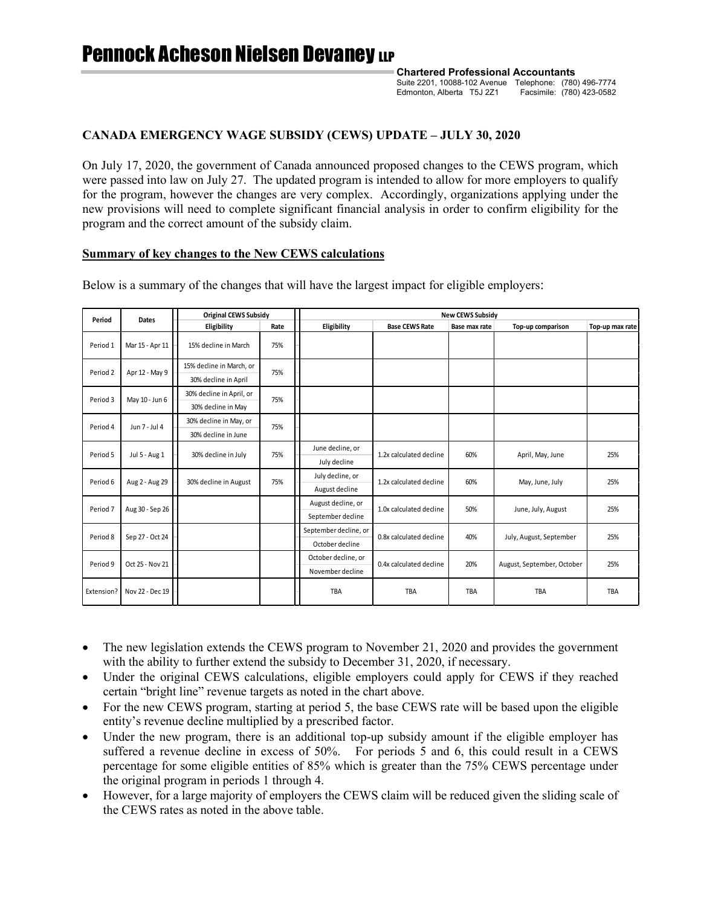# Pennock Acheson Nielsen Devaney LLP

**Chartered Professional Accountants**
Suite 2201, 10088-102 Avenue Telephone: (780) 496-7774
Edmonton, Alberta T5J 2Z1 Facsimile: (780) 423-0582

## CANADA EMERGENCY WAGE SUBSIDY (CEWS) UPDATE – JULY 30, 2020

On July 17, 2020, the government of Canada announced proposed changes to the CEWS program, which were passed into law on July 27. The updated program is intended to allow for more employers to qualify for the program, however the changes are very complex. Accordingly, organizations applying under the new provisions will need to complete significant financial analysis in order to confirm eligibility for the program and the correct amount of the subsidy claim.

### Summary of key changes to the New CEWS calculations

Below is a summary of the changes that will have the largest impact for eligible employers:

| Period | Dates | Original CEWS Subsidy | | New CEWS Subsidy | | | | |
|---|---|---|---|---|---|---|---|---|
| | | Eligibility | Rate | Eligibility | Base CEWS Rate | Base max rate | Top-up comparison | Top-up max rate |
| Period 1 | Mar 15 - Apr 11 | 15% decline in March | 75% | | | | | |
| Period 2 | Apr 12 - May 9 | 15% decline in March, or 30% decline in April | 75% | | | | | |
| Period 3 | May 10 - Jun 6 | 30% decline in April, or 30% decline in May | 75% | | | | | |
| Period 4 | Jun 7 - Jul 4 | 30% decline in May, or 30% decline in June | 75% | | | | | |
| Period 5 | Jul 5 - Aug 1 | 30% decline in July | 75% | June decline, or July decline | 1.2x calculated decline | 60% | April, May, June | 25% |
| Period 6 | Aug 2 - Aug 29 | 30% decline in August | 75% | July decline, or August decline | 1.2x calculated decline | 60% | May, June, July | 25% |
| Period 7 | Aug 30 - Sep 26 | | | August decline, or September decline | 1.0x calculated decline | 50% | June, July, August | 25% |
| Period 8 | Sep 27 - Oct 24 | | | September decline, or October decline | 0.8x calculated decline | 40% | July, August, September | 25% |
| Period 9 | Oct 25 - Nov 21 | | | October decline, or November decline | 0.4x calculated decline | 20% | August, September, October | 25% |
| Extension? | Nov 22 - Dec 19 | | | TBA | TBA | TBA | TBA | TBA |

- The new legislation extends the CEWS program to November 21, 2020 and provides the government with the ability to further extend the subsidy to December 31, 2020, if necessary.
- Under the original CEWS calculations, eligible employers could apply for CEWS if they reached certain "bright line" revenue targets as noted in the chart above.
- For the new CEWS program, starting at period 5, the base CEWS rate will be based upon the eligible entity's revenue decline multiplied by a prescribed factor.
- Under the new program, there is an additional top-up subsidy amount if the eligible employer has suffered a revenue decline in excess of 50%. For periods 5 and 6, this could result in a CEWS percentage for some eligible entities of 85% which is greater than the 75% CEWS percentage under the original program in periods 1 through 4.
- However, for a large majority of employers the CEWS claim will be reduced given the sliding scale of the CEWS rates as noted in the above table.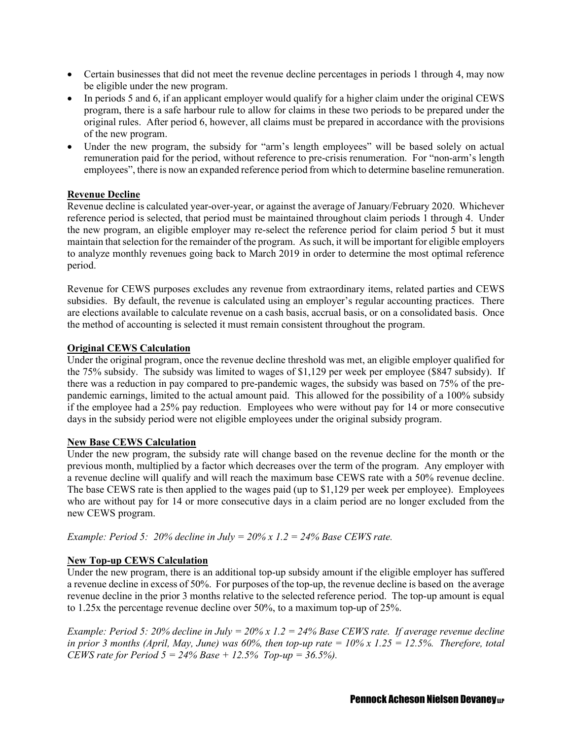- Certain businesses that did not meet the revenue decline percentages in periods 1 through 4, may now be eligible under the new program.
- In periods 5 and 6, if an applicant employer would qualify for a higher claim under the original CEWS program, there is a safe harbour rule to allow for claims in these two periods to be prepared under the original rules. After period 6, however, all claims must be prepared in accordance with the provisions of the new program.
- Under the new program, the subsidy for "arm's length employees" will be based solely on actual remuneration paid for the period, without reference to pre-crisis renumeration. For "non-arm's length employees", there is now an expanded reference period from which to determine baseline remuneration.

**Revenue Decline**

Revenue decline is calculated year-over-year, or against the average of January/February 2020. Whichever reference period is selected, that period must be maintained throughout claim periods 1 through 4. Under the new program, an eligible employer may re-select the reference period for claim period 5 but it must maintain that selection for the remainder of the program. As such, it will be important for eligible employers to analyze monthly revenues going back to March 2019 in order to determine the most optimal reference period.

Revenue for CEWS purposes excludes any revenue from extraordinary items, related parties and CEWS subsidies. By default, the revenue is calculated using an employer's regular accounting practices. There are elections available to calculate revenue on a cash basis, accrual basis, or on a consolidated basis. Once the method of accounting is selected it must remain consistent throughout the program.

**Original CEWS Calculation**

Under the original program, once the revenue decline threshold was met, an eligible employer qualified for the 75% subsidy. The subsidy was limited to wages of $1,129 per week per employee ($847 subsidy). If there was a reduction in pay compared to pre-pandemic wages, the subsidy was based on 75% of the pre-pandemic earnings, limited to the actual amount paid. This allowed for the possibility of a 100% subsidy if the employee had a 25% pay reduction. Employees who were without pay for 14 or more consecutive days in the subsidy period were not eligible employees under the original subsidy program.

**New Base CEWS Calculation**

Under the new program, the subsidy rate will change based on the revenue decline for the month or the previous month, multiplied by a factor which decreases over the term of the program. Any employer with a revenue decline will qualify and will reach the maximum base CEWS rate with a 50% revenue decline. The base CEWS rate is then applied to the wages paid (up to $1,129 per week per employee). Employees who are without pay for 14 or more consecutive days in a claim period are no longer excluded from the new CEWS program.

*Example: Period 5: 20% decline in July = 20% x 1.2 = 24% Base CEWS rate.*

**New Top-up CEWS Calculation**

Under the new program, there is an additional top-up subsidy amount if the eligible employer has suffered a revenue decline in excess of 50%. For purposes of the top-up, the revenue decline is based on the average revenue decline in the prior 3 months relative to the selected reference period. The top-up amount is equal to 1.25x the percentage revenue decline over 50%, to a maximum top-up of 25%.

*Example: Period 5: 20% decline in July = 20% x 1.2 = 24% Base CEWS rate. If average revenue decline in prior 3 months (April, May, June) was 60%, then top-up rate = 10% x 1.25 = 12.5%. Therefore, total CEWS rate for Period 5 = 24% Base + 12.5% Top-up = 36.5%).*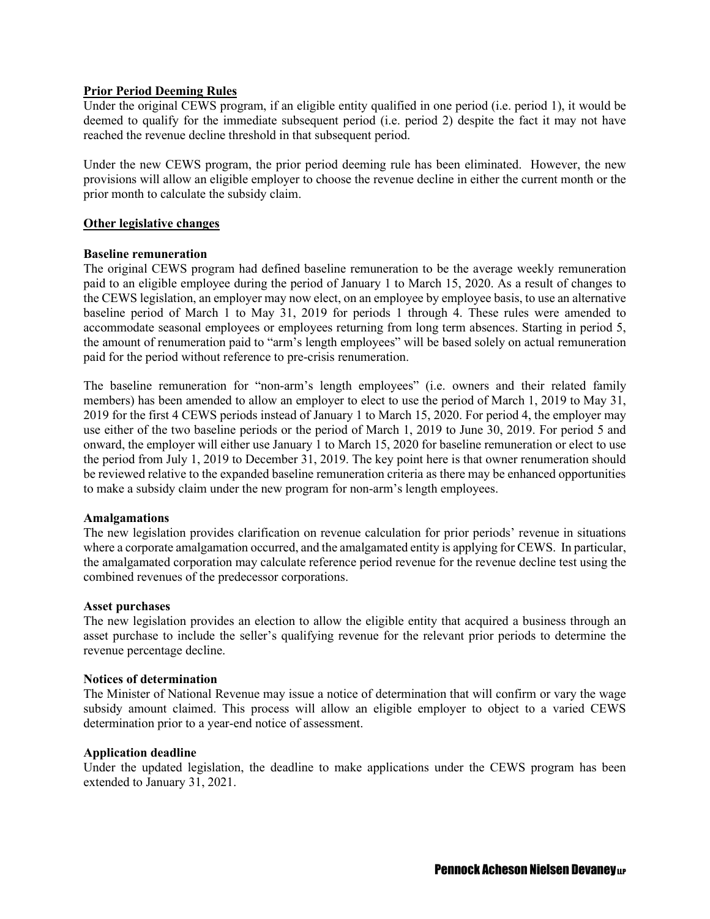## Prior Period Deeming Rules

Under the original CEWS program, if an eligible entity qualified in one period (i.e. period 1), it would be deemed to qualify for the immediate subsequent period (i.e. period 2) despite the fact it may not have reached the revenue decline threshold in that subsequent period.

Under the new CEWS program, the prior period deeming rule has been eliminated. However, the new provisions will allow an eligible employer to choose the revenue decline in either the current month or the prior month to calculate the subsidy claim.

## Other legislative changes

### Baseline remuneration

The original CEWS program had defined baseline remuneration to be the average weekly remuneration paid to an eligible employee during the period of January 1 to March 15, 2020. As a result of changes to the CEWS legislation, an employer may now elect, on an employee by employee basis, to use an alternative baseline period of March 1 to May 31, 2019 for periods 1 through 4. These rules were amended to accommodate seasonal employees or employees returning from long term absences. Starting in period 5, the amount of renumeration paid to "arm's length employees" will be based solely on actual remuneration paid for the period without reference to pre-crisis renumeration.

The baseline remuneration for "non-arm's length employees" (i.e. owners and their related family members) has been amended to allow an employer to elect to use the period of March 1, 2019 to May 31, 2019 for the first 4 CEWS periods instead of January 1 to March 15, 2020. For period 4, the employer may use either of the two baseline periods or the period of March 1, 2019 to June 30, 2019. For period 5 and onward, the employer will either use January 1 to March 15, 2020 for baseline remuneration or elect to use the period from July 1, 2019 to December 31, 2019. The key point here is that owner renumeration should be reviewed relative to the expanded baseline remuneration criteria as there may be enhanced opportunities to make a subsidy claim under the new program for non-arm's length employees.

### Amalgamations

The new legislation provides clarification on revenue calculation for prior periods' revenue in situations where a corporate amalgamation occurred, and the amalgamated entity is applying for CEWS. In particular, the amalgamated corporation may calculate reference period revenue for the revenue decline test using the combined revenues of the predecessor corporations.

### Asset purchases

The new legislation provides an election to allow the eligible entity that acquired a business through an asset purchase to include the seller's qualifying revenue for the relevant prior periods to determine the revenue percentage decline.

### Notices of determination

The Minister of National Revenue may issue a notice of determination that will confirm or vary the wage subsidy amount claimed. This process will allow an eligible employer to object to a varied CEWS determination prior to a year-end notice of assessment.

### Application deadline

Under the updated legislation, the deadline to make applications under the CEWS program has been extended to January 31, 2021.